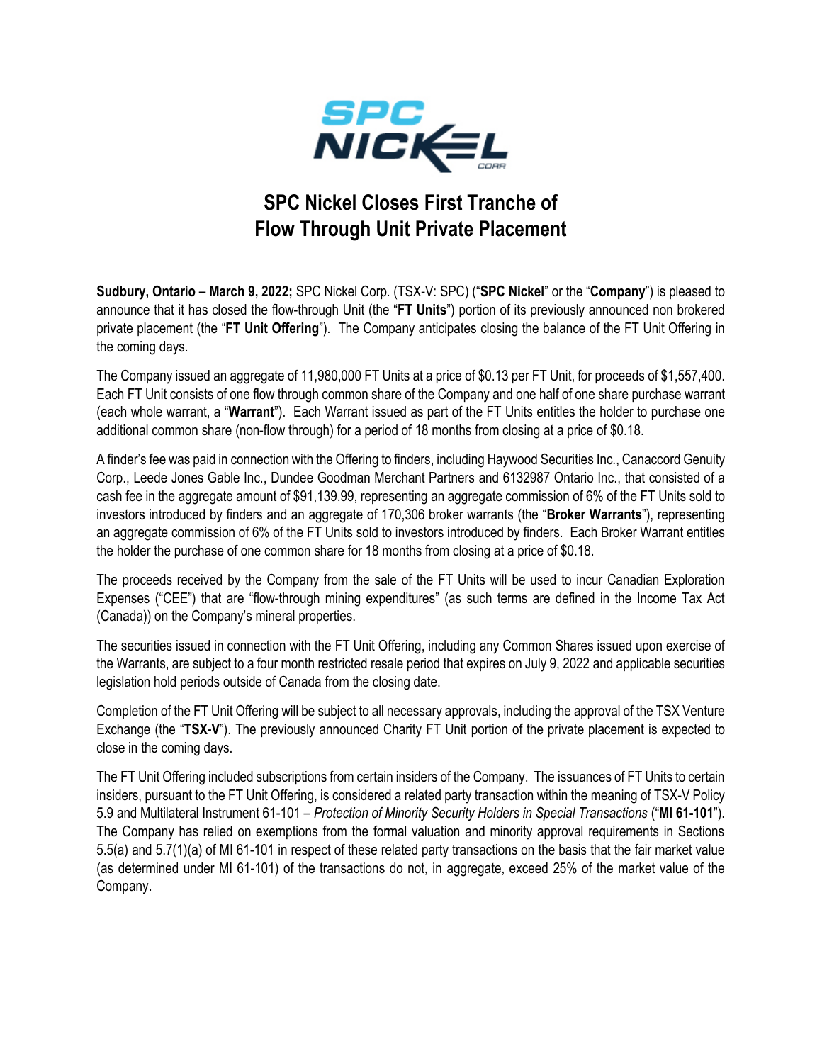# SPC Nickel Closes First Tranche of Flow Through Unit Private Placement

**Sudbury, Ontario – March 9, 2022;** SPC Nickel Corp. (TSX-V: SPC) ("**SPC Nickel**" or the "**Company**") is pleased to announce that it has closed the flow-through Unit (the "**FT Units**") portion of its previously announced non brokered private placement (the "**FT Unit Offering**"). The Company anticipates closing the balance of the FT Unit Offering in the coming days.

The Company issued an aggregate of 11,980,000 FT Units at a price of $0.13 per FT Unit, for proceeds of $1,557,400. Each FT Unit consists of one flow through common share of the Company and one half of one share purchase warrant (each whole warrant, a "**Warrant**"). Each Warrant issued as part of the FT Units entitles the holder to purchase one additional common share (non-flow through) for a period of 18 months from closing at a price of $0.18.

A finder's fee was paid in connection with the Offering to finders, including Haywood Securities Inc., Canaccord Genuity Corp., Leede Jones Gable Inc., Dundee Goodman Merchant Partners and 6132987 Ontario Inc., that consisted of a cash fee in the aggregate amount of $91,139.99, representing an aggregate commission of 6% of the FT Units sold to investors introduced by finders and an aggregate of 170,306 broker warrants (the "**Broker Warrants**"), representing an aggregate commission of 6% of the FT Units sold to investors introduced by finders. Each Broker Warrant entitles the holder the purchase of one common share for 18 months from closing at a price of $0.18.

The proceeds received by the Company from the sale of the FT Units will be used to incur Canadian Exploration Expenses ("CEE") that are "flow-through mining expenditures" (as such terms are defined in the Income Tax Act (Canada)) on the Company's mineral properties.

The securities issued in connection with the FT Unit Offering, including any Common Shares issued upon exercise of the Warrants, are subject to a four month restricted resale period that expires on July 9, 2022 and applicable securities legislation hold periods outside of Canada from the closing date.

Completion of the FT Unit Offering will be subject to all necessary approvals, including the approval of the TSX Venture Exchange (the "**TSX-V**"). The previously announced Charity FT Unit portion of the private placement is expected to close in the coming days.

The FT Unit Offering included subscriptions from certain insiders of the Company. The issuances of FT Units to certain insiders, pursuant to the FT Unit Offering, is considered a related party transaction within the meaning of TSX-V Policy 5.9 and Multilateral Instrument 61-101 – *Protection of Minority Security Holders in Special Transactions* ("**MI 61-101**"). The Company has relied on exemptions from the formal valuation and minority approval requirements in Sections 5.5(a) and 5.7(1)(a) of MI 61-101 in respect of these related party transactions on the basis that the fair market value (as determined under MI 61-101) of the transactions do not, in aggregate, exceed 25% of the market value of the Company.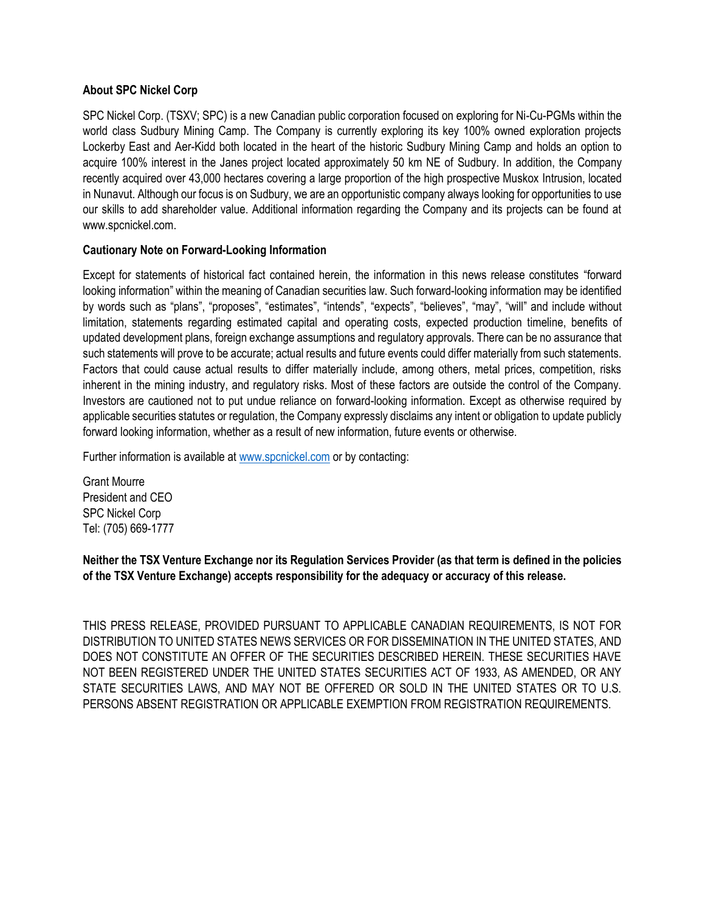**About SPC Nickel Corp**

SPC Nickel Corp. (TSXV; SPC) is a new Canadian public corporation focused on exploring for Ni-Cu-PGMs within the world class Sudbury Mining Camp. The Company is currently exploring its key 100% owned exploration projects Lockerby East and Aer-Kidd both located in the heart of the historic Sudbury Mining Camp and holds an option to acquire 100% interest in the Janes project located approximately 50 km NE of Sudbury. In addition, the Company recently acquired over 43,000 hectares covering a large proportion of the high prospective Muskox Intrusion, located in Nunavut. Although our focus is on Sudbury, we are an opportunistic company always looking for opportunities to use our skills to add shareholder value. Additional information regarding the Company and its projects can be found at www.spcnickel.com.

**Cautionary Note on Forward-Looking Information**

Except for statements of historical fact contained herein, the information in this news release constitutes "forward looking information" within the meaning of Canadian securities law. Such forward-looking information may be identified by words such as "plans", "proposes", "estimates", "intends", "expects", "believes", "may", "will" and include without limitation, statements regarding estimated capital and operating costs, expected production timeline, benefits of updated development plans, foreign exchange assumptions and regulatory approvals. There can be no assurance that such statements will prove to be accurate; actual results and future events could differ materially from such statements. Factors that could cause actual results to differ materially include, among others, metal prices, competition, risks inherent in the mining industry, and regulatory risks. Most of these factors are outside the control of the Company. Investors are cautioned not to put undue reliance on forward-looking information. Except as otherwise required by applicable securities statutes or regulation, the Company expressly disclaims any intent or obligation to update publicly forward looking information, whether as a result of new information, future events or otherwise.

Further information is available at www.spcnickel.com or by contacting:

Grant Mourre
President and CEO
SPC Nickel Corp
Tel: (705) 669-1777

**Neither the TSX Venture Exchange nor its Regulation Services Provider (as that term is defined in the policies of the TSX Venture Exchange) accepts responsibility for the adequacy or accuracy of this release.**

THIS PRESS RELEASE, PROVIDED PURSUANT TO APPLICABLE CANADIAN REQUIREMENTS, IS NOT FOR DISTRIBUTION TO UNITED STATES NEWS SERVICES OR FOR DISSEMINATION IN THE UNITED STATES, AND DOES NOT CONSTITUTE AN OFFER OF THE SECURITIES DESCRIBED HEREIN. THESE SECURITIES HAVE NOT BEEN REGISTERED UNDER THE UNITED STATES SECURITIES ACT OF 1933, AS AMENDED, OR ANY STATE SECURITIES LAWS, AND MAY NOT BE OFFERED OR SOLD IN THE UNITED STATES OR TO U.S. PERSONS ABSENT REGISTRATION OR APPLICABLE EXEMPTION FROM REGISTRATION REQUIREMENTS.